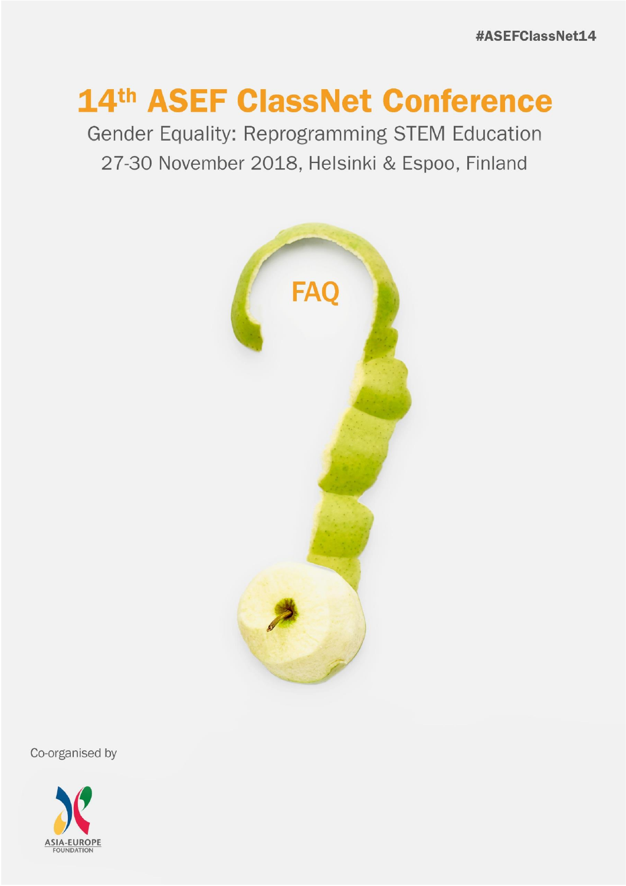#ASEFClassNet14

# 14th ASEF ClassNet Conference

Gender Equality: Reprogramming STEM Education

27-30 November 2018, Helsinki & Espoo, Finland

FAQ

Co-organised by

ASIA-EUROPE FOUNDATION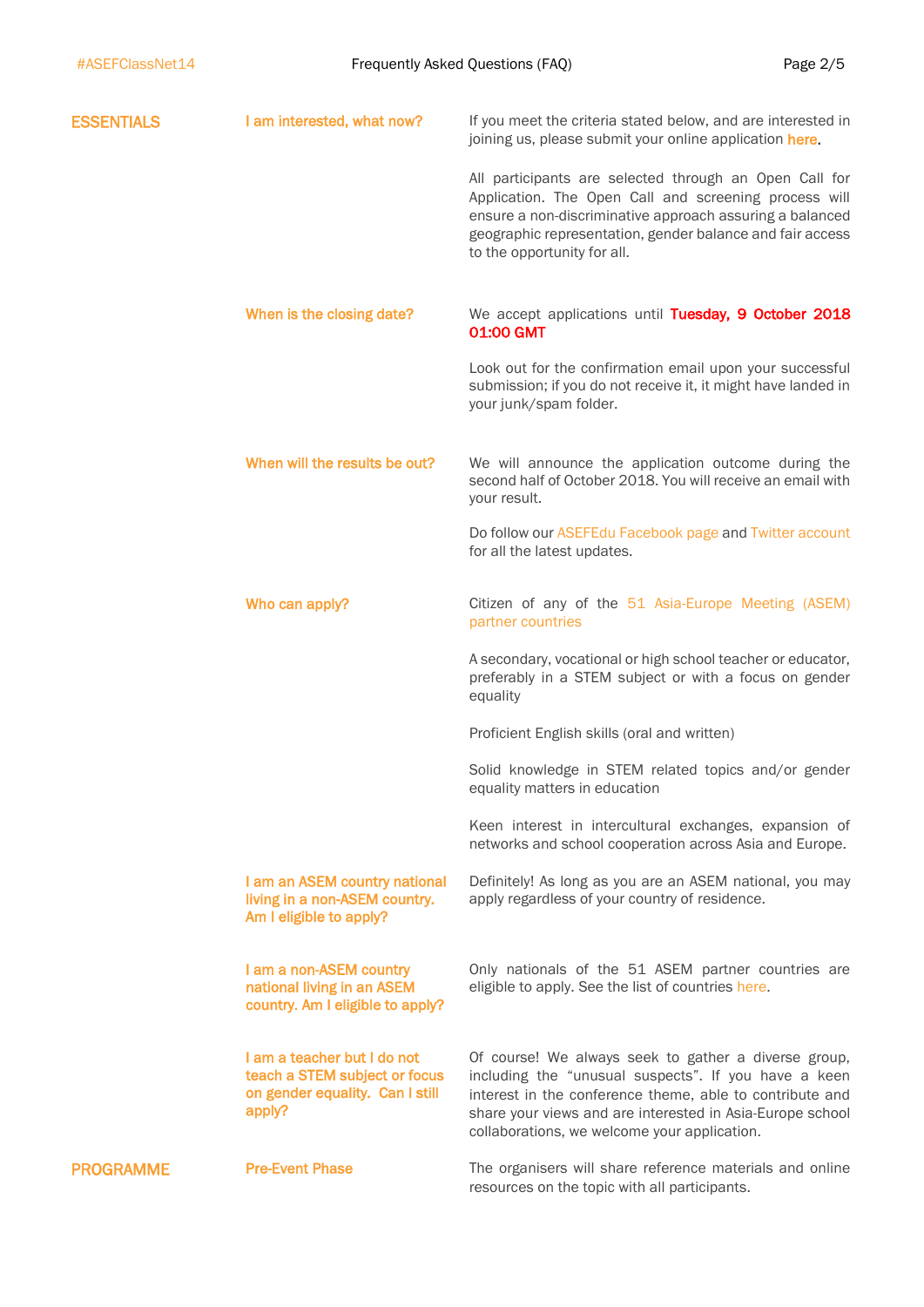## ESSENTIALS

### I am interested, what now?

If you meet the criteria stated below, and are interested in joining us, please submit your online application **here**.

All participants are selected through an Open Call for Application. The Open Call and screening process will ensure a non-discriminative approach assuring a balanced geographic representation, gender balance and fair access to the opportunity for all.

### When is the closing date?

We accept applications until **Tuesday, 9 October 2018 01:00 GMT**

Look out for the confirmation email upon your successful submission; if you do not receive it, it might have landed in your junk/spam folder.

### When will the results be out?

We will announce the application outcome during the second half of October 2018. You will receive an email with your result.

Do follow our ASEFEdu Facebook page and Twitter account for all the latest updates.

### Who can apply?

Citizen of any of the 51 Asia-Europe Meeting (ASEM) partner countries

A secondary, vocational or high school teacher or educator, preferably in a STEM subject or with a focus on gender equality

Proficient English skills (oral and written)

Solid knowledge in STEM related topics and/or gender equality matters in education

Keen interest in intercultural exchanges, expansion of networks and school cooperation across Asia and Europe.

### I am an ASEM country national living in a non-ASEM country. Am I eligible to apply?

Definitely! As long as you are an ASEM national, you may apply regardless of your country of residence.

### I am a non-ASEM country national living in an ASEM country. Am I eligible to apply?

Only nationals of the 51 ASEM partner countries are eligible to apply. See the list of countries here.

### I am a teacher but I do not teach a STEM subject or focus on gender equality. Can I still apply?

Of course! We always seek to gather a diverse group, including the "unusual suspects". If you have a keen interest in the conference theme, able to contribute and share your views and are interested in Asia-Europe school collaborations, we welcome your application.

## PROGRAMME

### Pre-Event Phase

The organisers will share reference materials and online resources on the topic with all participants.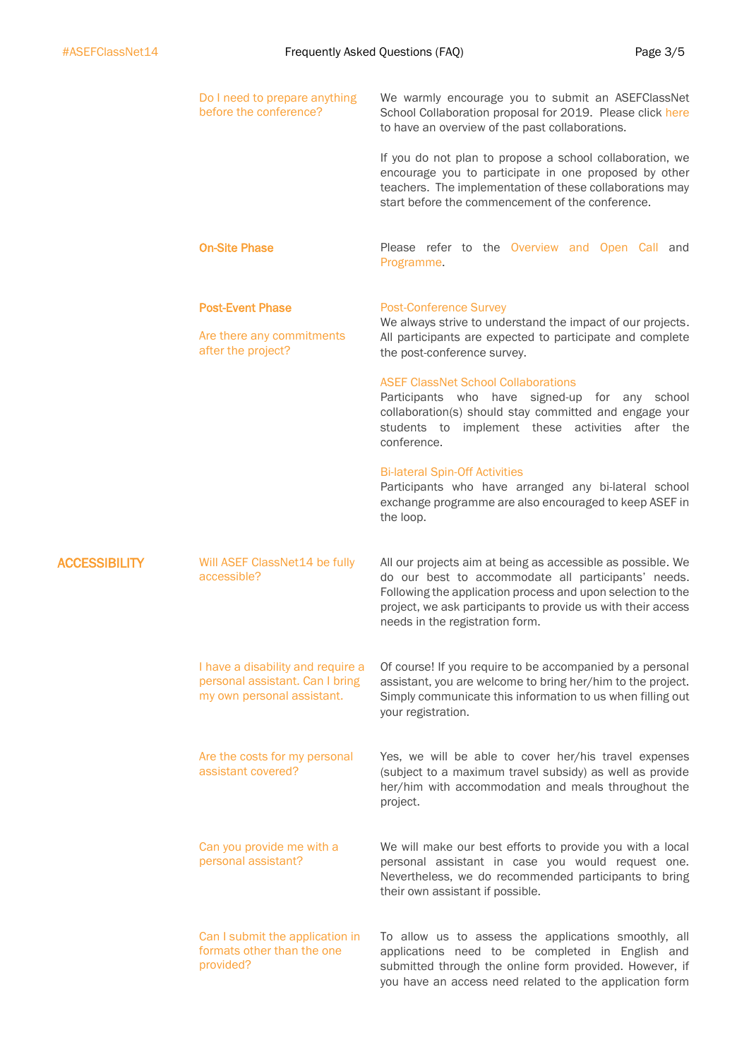**Do I need to prepare anything before the conference?**

We warmly encourage you to submit an ASEFClassNet School Collaboration proposal for 2019. Please click here to have an overview of the past collaborations.

If you do not plan to propose a school collaboration, we encourage you to participate in one proposed by other teachers. The implementation of these collaborations may start before the commencement of the conference.

### On-Site Phase

Please refer to the Overview and Open Call and Programme.

### Post-Event Phase

**Are there any commitments after the project?**

Post-Conference Survey
We always strive to understand the impact of our projects. All participants are expected to participate and complete the post-conference survey.

ASEF ClassNet School Collaborations
Participants who have signed-up for any school collaboration(s) should stay committed and engage your students to implement these activities after the conference.

Bi-lateral Spin-Off Activities
Participants who have arranged any bi-lateral school exchange programme are also encouraged to keep ASEF in the loop.

## ACCESSIBILITY

**Will ASEF ClassNet14 be fully accessible?**

All our projects aim at being as accessible as possible. We do our best to accommodate all participants' needs. Following the application process and upon selection to the project, we ask participants to provide us with their access needs in the registration form.

**I have a disability and require a personal assistant. Can I bring my own personal assistant.**

Of course! If you require to be accompanied by a personal assistant, you are welcome to bring her/him to the project. Simply communicate this information to us when filling out your registration.

**Are the costs for my personal assistant covered?**

Yes, we will be able to cover her/his travel expenses (subject to a maximum travel subsidy) as well as provide her/him with accommodation and meals throughout the project.

**Can you provide me with a personal assistant?**

We will make our best efforts to provide you with a local personal assistant in case you would request one. Nevertheless, we do recommended participants to bring their own assistant if possible.

**Can I submit the application in formats other than the one provided?**

To allow us to assess the applications smoothly, all applications need to be completed in English and submitted through the online form provided. However, if you have an access need related to the application form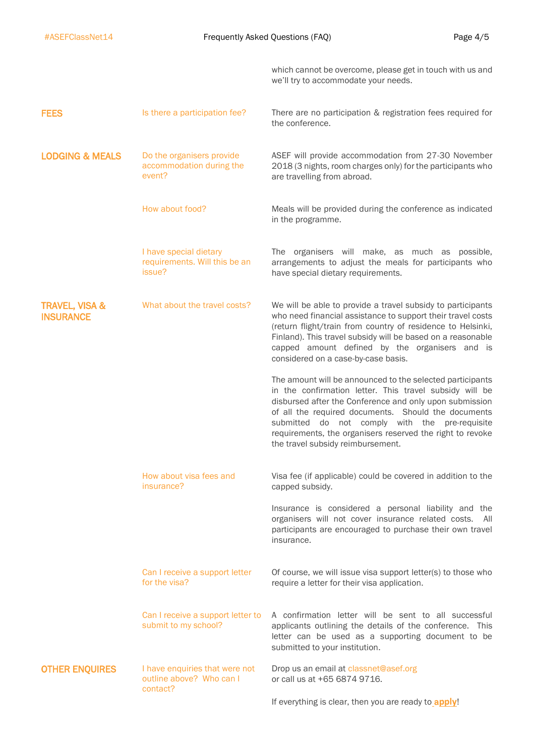which cannot be overcome, please get in touch with us and we'll try to accommodate your needs.

| | | |
|---|---|---|
| **FEES** | Is there a participation fee? | There are no participation & registration fees required for the conference. |
| **LODGING & MEALS** | Do the organisers provide accommodation during the event? | ASEF will provide accommodation from 27-30 November 2018 (3 nights, room charges only) for the participants who are travelling from abroad. |
| | How about food? | Meals will be provided during the conference as indicated in the programme. |
| | I have special dietary requirements. Will this be an issue? | The organisers will make, as much as possible, arrangements to adjust the meals for participants who have special dietary requirements. |
| **TRAVEL, VISA & INSURANCE** | What about the travel costs? | We will be able to provide a travel subsidy to participants who need financial assistance to support their travel costs (return flight/train from country of residence to Helsinki, Finland). This travel subsidy will be based on a reasonable capped amount defined by the organisers and is considered on a case-by-case basis.<br><br>The amount will be announced to the selected participants in the confirmation letter. This travel subsidy will be disbursed after the Conference and only upon submission of all the required documents. Should the documents submitted do not comply with the pre-requisite requirements, the organisers reserved the right to revoke the travel subsidy reimbursement. |
| | How about visa fees and insurance? | Visa fee (if applicable) could be covered in addition to the capped subsidy.<br><br>Insurance is considered a personal liability and the organisers will not cover insurance related costs. All participants are encouraged to purchase their own travel insurance. |
| | Can I receive a support letter for the visa? | Of course, we will issue visa support letter(s) to those who require a letter for their visa application. |
| | Can I receive a support letter to submit to my school? | A confirmation letter will be sent to all successful applicants outlining the details of the conference. This letter can be used as a supporting document to be submitted to your institution. |
| **OTHER ENQUIRES** | I have enquiries that were not outline above? Who can I contact? | Drop us an email at classnet@asef.org or call us at +65 6874 9716.<br><br>If everything is clear, then you are ready to **apply**! |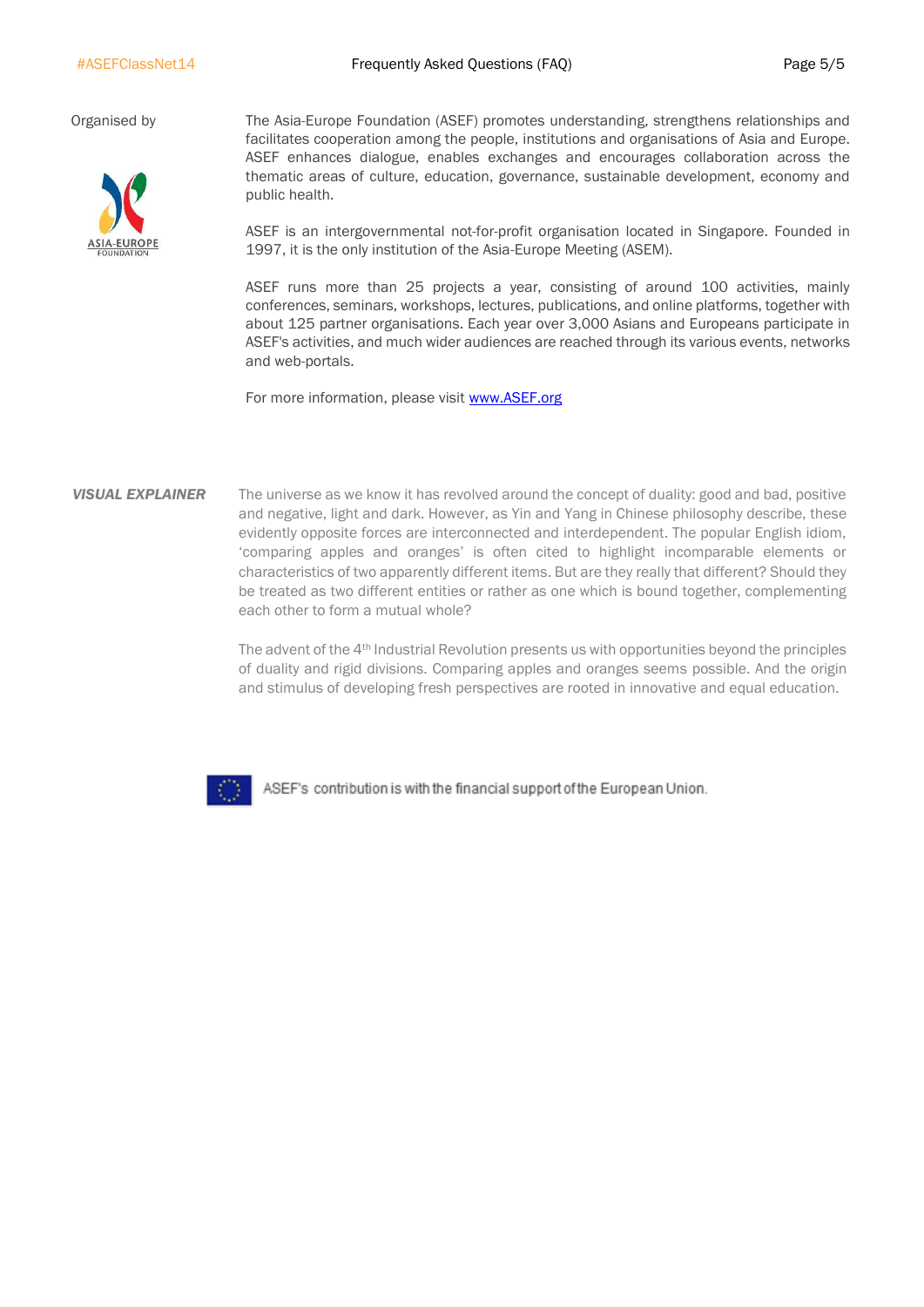Organised by

The Asia-Europe Foundation (ASEF) promotes understanding, strengthens relationships and facilitates cooperation among the people, institutions and organisations of Asia and Europe. ASEF enhances dialogue, enables exchanges and encourages collaboration across the thematic areas of culture, education, governance, sustainable development, economy and public health.

ASEF is an intergovernmental not-for-profit organisation located in Singapore. Founded in 1997, it is the only institution of the Asia-Europe Meeting (ASEM).

ASEF runs more than 25 projects a year, consisting of around 100 activities, mainly conferences, seminars, workshops, lectures, publications, and online platforms, together with about 125 partner organisations. Each year over 3,000 Asians and Europeans participate in ASEF's activities, and much wider audiences are reached through its various events, networks and web-portals.

For more information, please visit [www.ASEF.org](http://www.ASEF.org)

***VISUAL EXPLAINER***

The universe as we know it has revolved around the concept of duality: good and bad, positive and negative, light and dark. However, as Yin and Yang in Chinese philosophy describe, these evidently opposite forces are interconnected and interdependent. The popular English idiom, 'comparing apples and oranges' is often cited to highlight incomparable elements or characteristics of two apparently different items. But are they really that different? Should they be treated as two different entities or rather as one which is bound together, complementing each other to form a mutual whole?

The advent of the 4th Industrial Revolution presents us with opportunities beyond the principles of duality and rigid divisions. Comparing apples and oranges seems possible. And the origin and stimulus of developing fresh perspectives are rooted in innovative and equal education.

ASEF's contribution is with the financial support of the European Union.